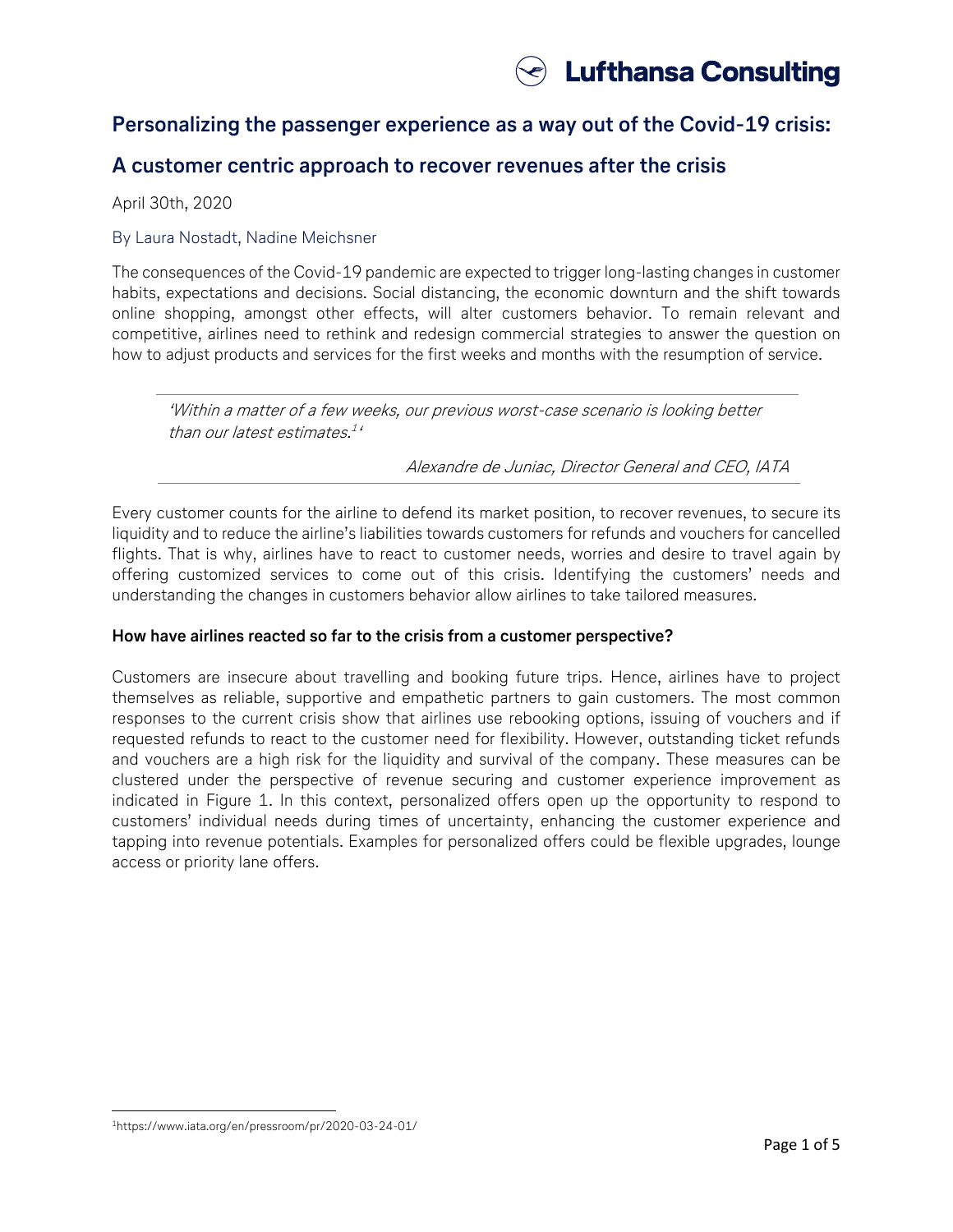# Personalizing the passenger experience as a way out of the Covid-19 crisis:

## A customer centric approach to recover revenues after the crisis

April 30th, 2020

By Laura Nostadt, Nadine Meichsner

The consequences of the Covid-19 pandemic are expected to trigger long-lasting changes in customer habits, expectations and decisions. Social distancing, the economic downturn and the shift towards online shopping, amongst other effects, will alter customers behavior. To remain relevant and competitive, airlines need to rethink and redesign commercial strategies to answer the question on how to adjust products and services for the first weeks and months with the resumption of service.

> *'Within a matter of a few weeks, our previous worst-case scenario is looking better than our latest estimates.[1]'*
>
> *Alexandre de Juniac, Director General and CEO, IATA*

Every customer counts for the airline to defend its market position, to recover revenues, to secure its liquidity and to reduce the airline's liabilities towards customers for refunds and vouchers for cancelled flights. That is why, airlines have to react to customer needs, worries and desire to travel again by offering customized services to come out of this crisis. Identifying the customers' needs and understanding the changes in customers behavior allow airlines to take tailored measures.

**How have airlines reacted so far to the crisis from a customer perspective?**

Customers are insecure about travelling and booking future trips. Hence, airlines have to project themselves as reliable, supportive and empathetic partners to gain customers. The most common responses to the current crisis show that airlines use rebooking options, issuing of vouchers and if requested refunds to react to the customer need for flexibility. However, outstanding ticket refunds and vouchers are a high risk for the liquidity and survival of the company. These measures can be clustered under the perspective of revenue securing and customer experience improvement as indicated in Figure 1. In this context, personalized offers open up the opportunity to respond to customers' individual needs during times of uncertainty, enhancing the customer experience and tapping into revenue potentials. Examples for personalized offers could be flexible upgrades, lounge access or priority lane offers.

[1] https://www.iata.org/en/pressroom/pr/2020-03-24-01/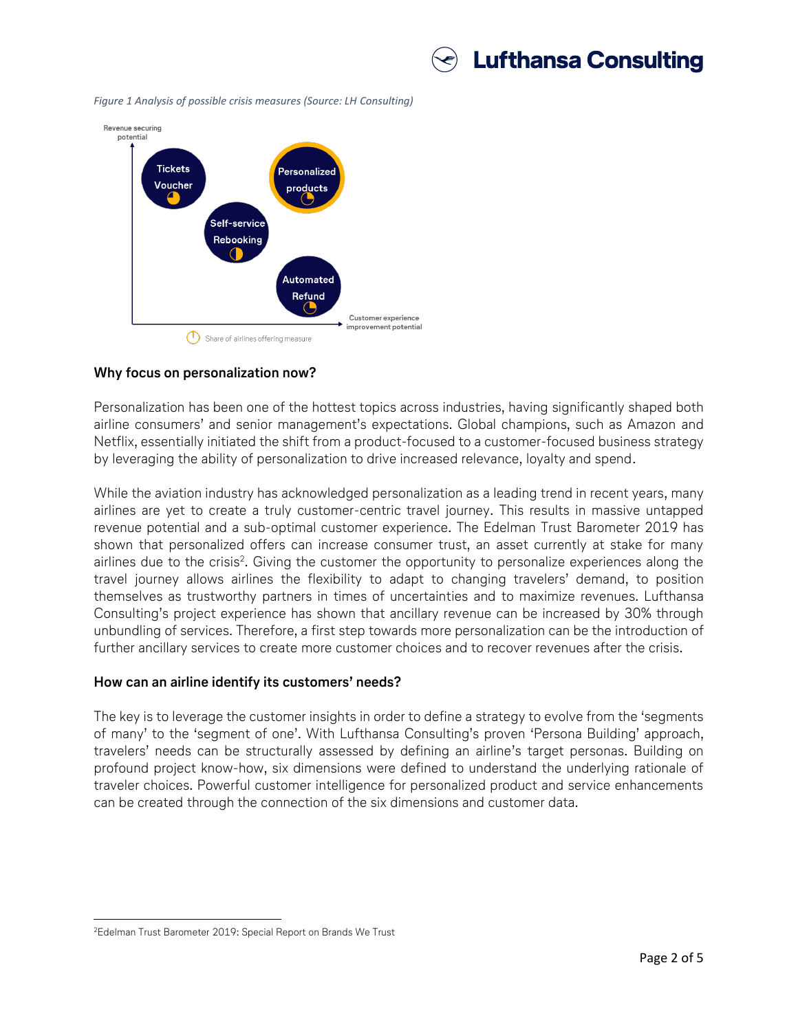*Figure 1 Analysis of possible crisis measures (Source: LH Consulting)*

### Why focus on personalization now?

Personalization has been one of the hottest topics across industries, having significantly shaped both airline consumers' and senior management's expectations. Global champions, such as Amazon and Netflix, essentially initiated the shift from a product-focused to a customer-focused business strategy by leveraging the ability of personalization to drive increased relevance, loyalty and spend.

While the aviation industry has acknowledged personalization as a leading trend in recent years, many airlines are yet to create a truly customer-centric travel journey. This results in massive untapped revenue potential and a sub-optimal customer experience. The Edelman Trust Barometer 2019 has shown that personalized offers can increase consumer trust, an asset currently at stake for many airlines due to the crisis[2]. Giving the customer the opportunity to personalize experiences along the travel journey allows airlines the flexibility to adapt to changing travelers' demand, to position themselves as trustworthy partners in times of uncertainties and to maximize revenues. Lufthansa Consulting's project experience has shown that ancillary revenue can be increased by 30% through unbundling of services. Therefore, a first step towards more personalization can be the introduction of further ancillary services to create more customer choices and to recover revenues after the crisis.

### How can an airline identify its customers' needs?

The key is to leverage the customer insights in order to define a strategy to evolve from the 'segments of many' to the 'segment of one'. With Lufthansa Consulting's proven 'Persona Building' approach, travelers' needs can be structurally assessed by defining an airline's target personas. Building on profound project know-how, six dimensions were defined to understand the underlying rationale of traveler choices. Powerful customer intelligence for personalized product and service enhancements can be created through the connection of the six dimensions and customer data.

---

[2] Edelman Trust Barometer 2019: Special Report on Brands We Trust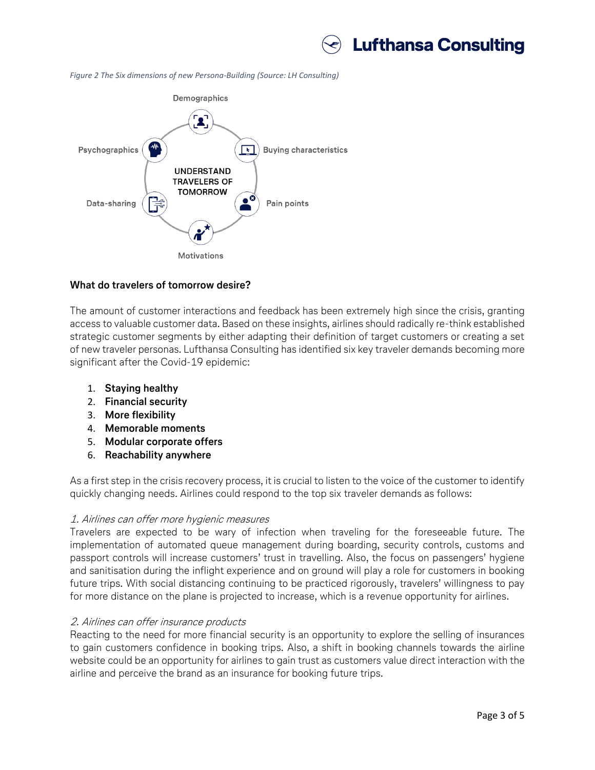*Figure 2 The Six dimensions of new Persona-Building (Source: LH Consulting)*

**What do travelers of tomorrow desire?**

The amount of customer interactions and feedback has been extremely high since the crisis, granting access to valuable customer data. Based on these insights, airlines should radically re-think established strategic customer segments by either adapting their definition of target customers or creating a set of new traveler personas. Lufthansa Consulting has identified six key traveler demands becoming more significant after the Covid-19 epidemic:

1. **Staying healthy**
2. **Financial security**
3. **More flexibility**
4. **Memorable moments**
5. **Modular corporate offers**
6. **Reachability anywhere**

As a first step in the crisis recovery process, it is crucial to listen to the voice of the customer to identify quickly changing needs. Airlines could respond to the top six traveler demands as follows:

*1. Airlines can offer more hygienic measures*

Travelers are expected to be wary of infection when traveling for the foreseeable future. The implementation of automated queue management during boarding, security controls, customs and passport controls will increase customers' trust in travelling. Also, the focus on passengers' hygiene and sanitisation during the inflight experience and on ground will play a role for customers in booking future trips. With social distancing continuing to be practiced rigorously, travelers' willingness to pay for more distance on the plane is projected to increase, which is a revenue opportunity for airlines.

*2. Airlines can offer insurance products*

Reacting to the need for more financial security is an opportunity to explore the selling of insurances to gain customers confidence in booking trips. Also, a shift in booking channels towards the airline website could be an opportunity for airlines to gain trust as customers value direct interaction with the airline and perceive the brand as an insurance for booking future trips.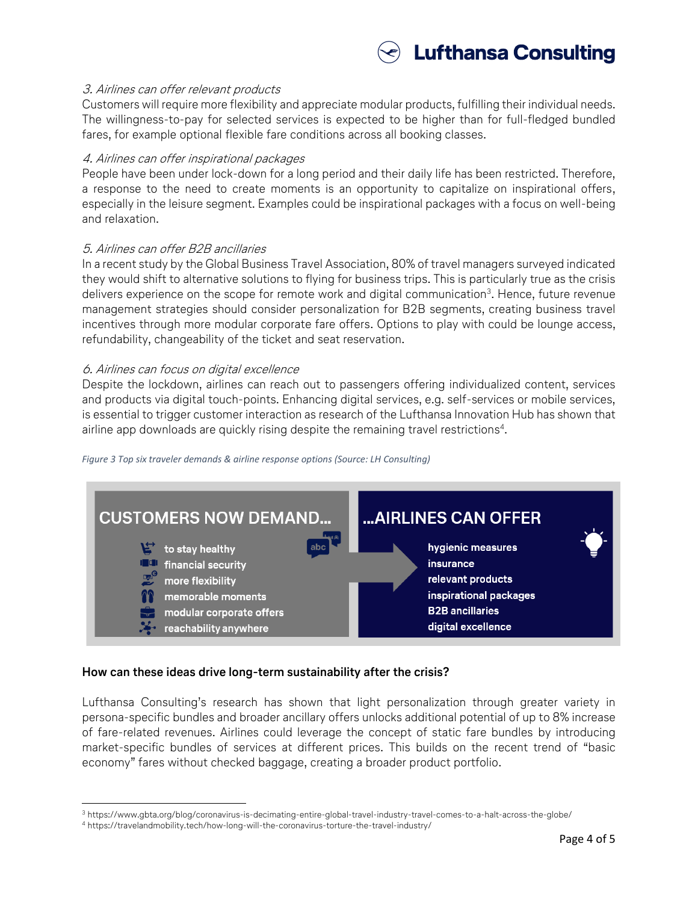*3. Airlines can offer relevant products*

Customers will require more flexibility and appreciate modular products, fulfilling their individual needs. The willingness-to-pay for selected services is expected to be higher than for full-fledged bundled fares, for example optional flexible fare conditions across all booking classes.

*4. Airlines can offer inspirational packages*

People have been under lock-down for a long period and their daily life has been restricted. Therefore, a response to the need to create moments is an opportunity to capitalize on inspirational offers, especially in the leisure segment. Examples could be inspirational packages with a focus on well-being and relaxation.

*5. Airlines can offer B2B ancillaries*

In a recent study by the Global Business Travel Association, 80% of travel managers surveyed indicated they would shift to alternative solutions to flying for business trips. This is particularly true as the crisis delivers experience on the scope for remote work and digital communication[3]. Hence, future revenue management strategies should consider personalization for B2B segments, creating business travel incentives through more modular corporate fare offers. Options to play with could be lounge access, refundability, changeability of the ticket and seat reservation.

*6. Airlines can focus on digital excellence*

Despite the lockdown, airlines can reach out to passengers offering individualized content, services and products via digital touch-points. Enhancing digital services, e.g. self-services or mobile services, is essential to trigger customer interaction as research of the Lufthansa Innovation Hub has shown that airline app downloads are quickly rising despite the remaining travel restrictions[4].

*Figure 3 Top six traveler demands & airline response options (Source: LH Consulting)*

| CUSTOMERS NOW DEMAND… | …AIRLINES CAN OFFER |
|---|---|
| to stay healthy | hygienic measures |
| financial security | insurance |
| more flexibility | relevant products |
| memorable moments | inspirational packages |
| modular corporate offers | B2B ancillaries |
| reachability anywhere | digital excellence |

**How can these ideas drive long-term sustainability after the crisis?**

Lufthansa Consulting's research has shown that light personalization through greater variety in persona-specific bundles and broader ancillary offers unlocks additional potential of up to 8% increase of fare-related revenues. Airlines could leverage the concept of static fare bundles by introducing market-specific bundles of services at different prices. This builds on the recent trend of "basic economy" fares without checked baggage, creating a broader product portfolio.

[3] https://www.gbta.org/blog/coronavirus-is-decimating-entire-global-travel-industry-travel-comes-to-a-halt-across-the-globe/

[4] https://travelandmobility.tech/how-long-will-the-coronavirus-torture-the-travel-industry/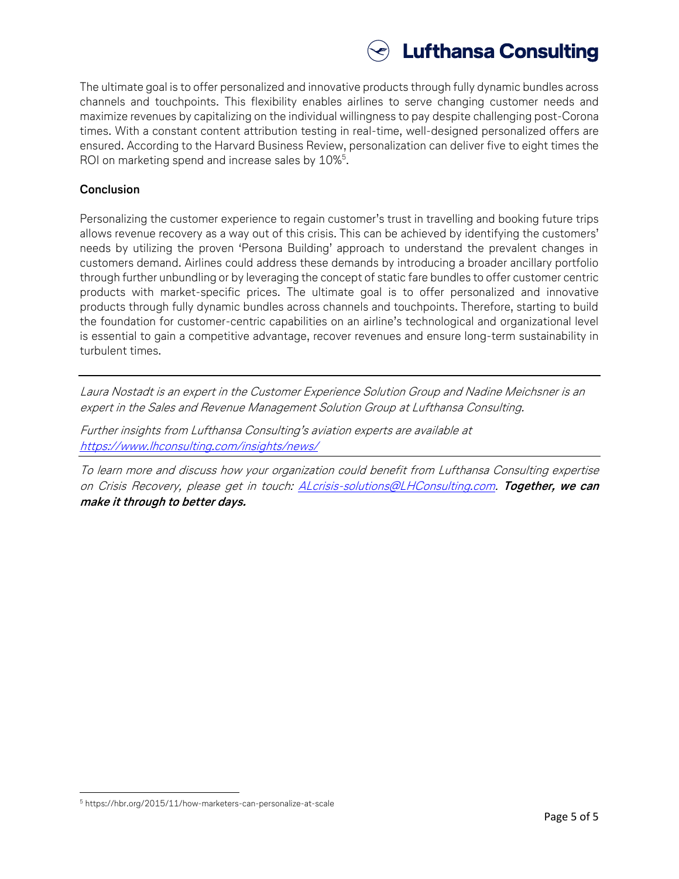The ultimate goal is to offer personalized and innovative products through fully dynamic bundles across channels and touchpoints. This flexibility enables airlines to serve changing customer needs and maximize revenues by capitalizing on the individual willingness to pay despite challenging post-Corona times. With a constant content attribution testing in real-time, well-designed personalized offers are ensured. According to the Harvard Business Review, personalization can deliver five to eight times the ROI on marketing spend and increase sales by 10%[5].

**Conclusion**

Personalizing the customer experience to regain customer's trust in travelling and booking future trips allows revenue recovery as a way out of this crisis. This can be achieved by identifying the customers' needs by utilizing the proven 'Persona Building' approach to understand the prevalent changes in customers demand. Airlines could address these demands by introducing a broader ancillary portfolio through further unbundling or by leveraging the concept of static fare bundles to offer customer centric products with market-specific prices. The ultimate goal is to offer personalized and innovative products through fully dynamic bundles across channels and touchpoints. Therefore, starting to build the foundation for customer-centric capabilities on an airline's technological and organizational level is essential to gain a competitive advantage, recover revenues and ensure long-term sustainability in turbulent times.

---

*Laura Nostadt is an expert in the Customer Experience Solution Group and Nadine Meichsner is an expert in the Sales and Revenue Management Solution Group at Lufthansa Consulting.*

*Further insights from Lufthansa Consulting's aviation experts are available at [https://www.lhconsulting.com/insights/news/](https://www.lhconsulting.com/insights/news/)*

---

*To learn more and discuss how your organization could benefit from Lufthansa Consulting expertise on Crisis Recovery, please get in touch: [ALcrisis-solutions@LHConsulting.com](mailto:ALcrisis-solutions@LHConsulting.com).* ***Together, we can make it through to better days.***

[5] https://hbr.org/2015/11/how-marketers-can-personalize-at-scale